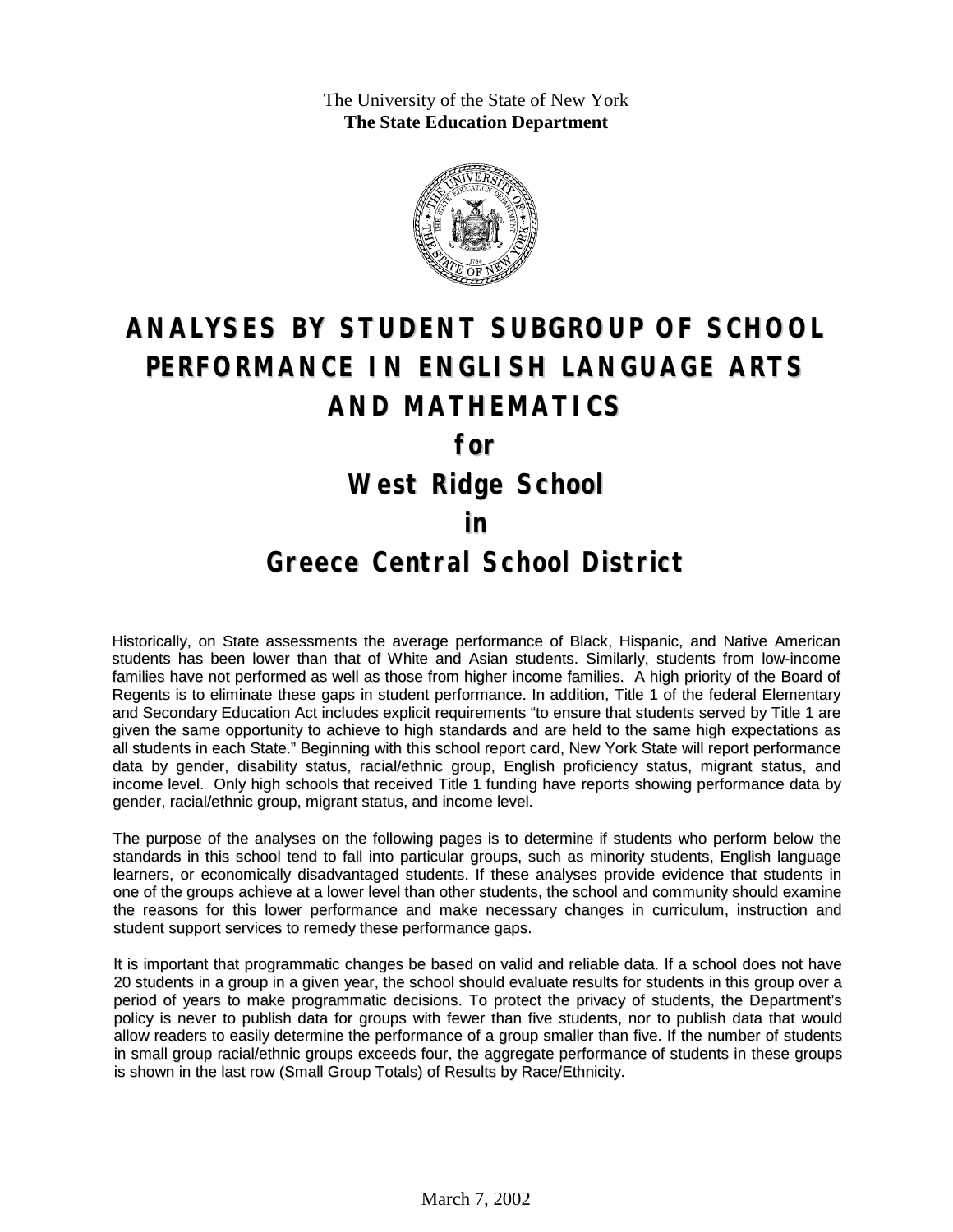The University of the State of New York
**The State Education Department**

# ANALYSES BY STUDENT SUBGROUP OF SCHOOL PERFORMANCE IN ENGLISH LANGUAGE ARTS AND MATHEMATICS

## for

## West Ridge School

## in

## Greece Central School District

Historically, on State assessments the average performance of Black, Hispanic, and Native American students has been lower than that of White and Asian students. Similarly, students from low-income families have not performed as well as those from higher income families. A high priority of the Board of Regents is to eliminate these gaps in student performance. In addition, Title 1 of the federal Elementary and Secondary Education Act includes explicit requirements "to ensure that students served by Title 1 are given the same opportunity to achieve to high standards and are held to the same high expectations as all students in each State." Beginning with this school report card, New York State will report performance data by gender, disability status, racial/ethnic group, English proficiency status, migrant status, and income level. Only high schools that received Title 1 funding have reports showing performance data by gender, racial/ethnic group, migrant status, and income level.

The purpose of the analyses on the following pages is to determine if students who perform below the standards in this school tend to fall into particular groups, such as minority students, English language learners, or economically disadvantaged students. If these analyses provide evidence that students in one of the groups achieve at a lower level than other students, the school and community should examine the reasons for this lower performance and make necessary changes in curriculum, instruction and student support services to remedy these performance gaps.

It is important that programmatic changes be based on valid and reliable data. If a school does not have 20 students in a group in a given year, the school should evaluate results for students in this group over a period of years to make programmatic decisions. To protect the privacy of students, the Department's policy is never to publish data for groups with fewer than five students, nor to publish data that would allow readers to easily determine the performance of a group smaller than five. If the number of students in small group racial/ethnic groups exceeds four, the aggregate performance of students in these groups is shown in the last row (Small Group Totals) of Results by Race/Ethnicity.

March 7, 2002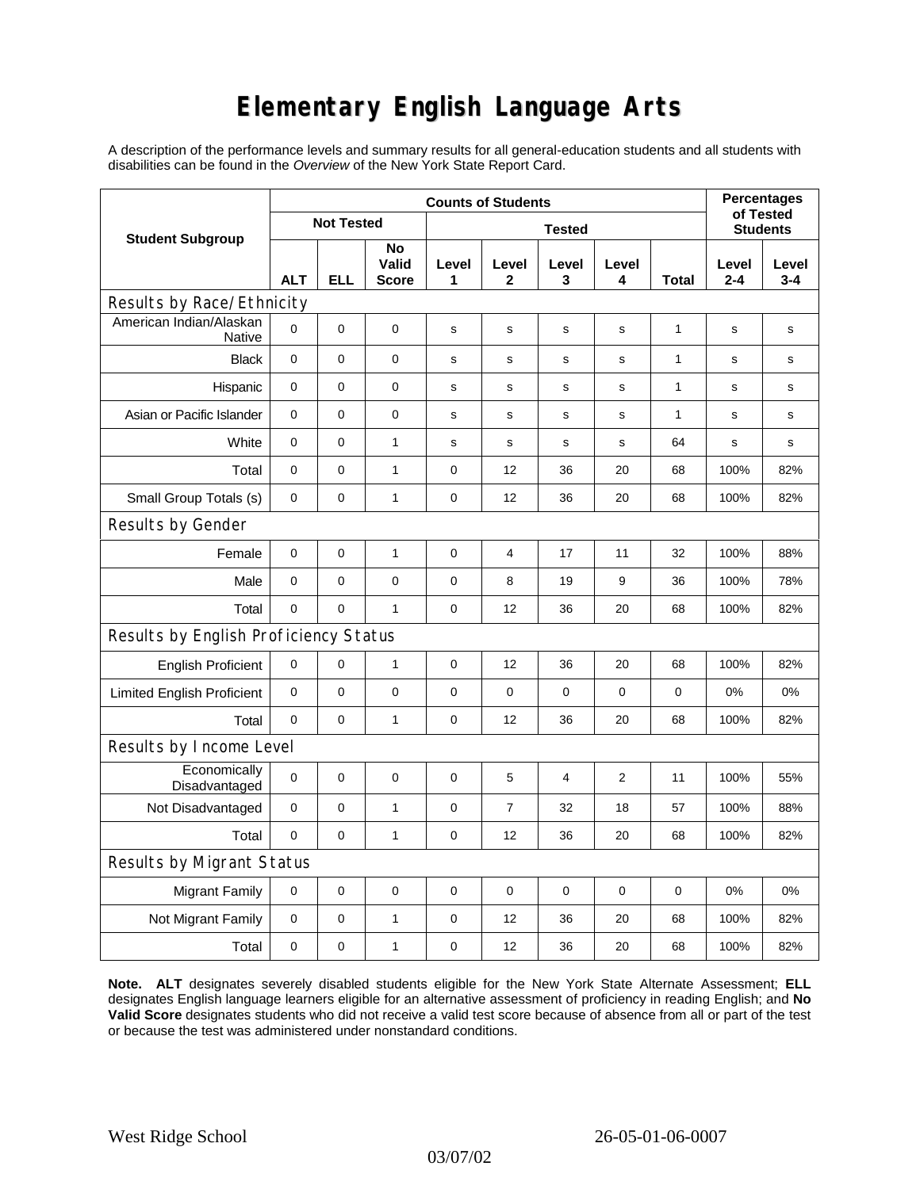# Elementary English Language Arts

A description of the performance levels and summary results for all general-education students and all students with disabilities can be found in the *Overview* of the New York State Report Card.

| Student Subgroup | Counts of Students | | | | | | | | Percentages of Tested Students | |
|---|---|---|---|---|---|---|---|---|---|---|
| | Not Tested | | | Tested | | | | | | |
| | ALT | ELL | No Valid Score | Level 1 | Level 2 | Level 3 | Level 4 | Total | Level 2-4 | Level 3-4 |
| **Results by Race/Ethnicity** | | | | | | | | | | |
| American Indian/Alaskan Native | 0 | 0 | 0 | s | s | s | s | 1 | s | s |
| Black | 0 | 0 | 0 | s | s | s | s | 1 | s | s |
| Hispanic | 0 | 0 | 0 | s | s | s | s | 1 | s | s |
| Asian or Pacific Islander | 0 | 0 | 0 | s | s | s | s | 1 | s | s |
| White | 0 | 0 | 1 | s | s | s | s | 64 | s | s |
| Total | 0 | 0 | 1 | 0 | 12 | 36 | 20 | 68 | 100% | 82% |
| Small Group Totals (s) | 0 | 0 | 1 | 0 | 12 | 36 | 20 | 68 | 100% | 82% |
| **Results by Gender** | | | | | | | | | | |
| Female | 0 | 0 | 1 | 0 | 4 | 17 | 11 | 32 | 100% | 88% |
| Male | 0 | 0 | 0 | 0 | 8 | 19 | 9 | 36 | 100% | 78% |
| Total | 0 | 0 | 1 | 0 | 12 | 36 | 20 | 68 | 100% | 82% |
| **Results by English Proficiency Status** | | | | | | | | | | |
| English Proficient | 0 | 0 | 1 | 0 | 12 | 36 | 20 | 68 | 100% | 82% |
| Limited English Proficient | 0 | 0 | 0 | 0 | 0 | 0 | 0 | 0 | 0% | 0% |
| Total | 0 | 0 | 1 | 0 | 12 | 36 | 20 | 68 | 100% | 82% |
| **Results by Income Level** | | | | | | | | | | |
| Economically Disadvantaged | 0 | 0 | 0 | 0 | 5 | 4 | 2 | 11 | 100% | 55% |
| Not Disadvantaged | 0 | 0 | 1 | 0 | 7 | 32 | 18 | 57 | 100% | 88% |
| Total | 0 | 0 | 1 | 0 | 12 | 36 | 20 | 68 | 100% | 82% |
| **Results by Migrant Status** | | | | | | | | | | |
| Migrant Family | 0 | 0 | 0 | 0 | 0 | 0 | 0 | 0 | 0% | 0% |
| Not Migrant Family | 0 | 0 | 1 | 0 | 12 | 36 | 20 | 68 | 100% | 82% |
| Total | 0 | 0 | 1 | 0 | 12 | 36 | 20 | 68 | 100% | 82% |

**Note. ALT** designates severely disabled students eligible for the New York State Alternate Assessment; **ELL** designates English language learners eligible for an alternative assessment of proficiency in reading English; and **No Valid Score** designates students who did not receive a valid test score because of absence from all or part of the test or because the test was administered under nonstandard conditions.

West Ridge School 26-05-01-06-0007

03/07/02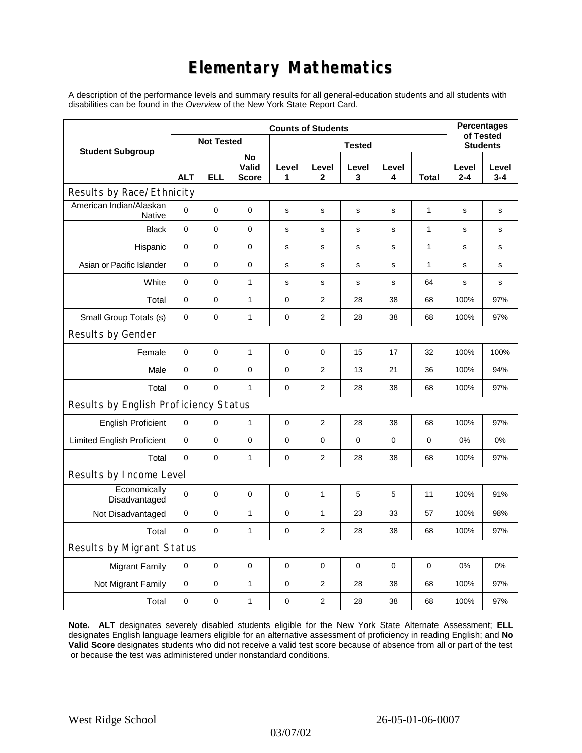# Elementary Mathematics

A description of the performance levels and summary results for all general-education students and all students with disabilities can be found in the *Overview* of the New York State Report Card.

| Student Subgroup | Counts of Students | | | | | | | | Percentages of Tested Students | |
|---|---|---|---|---|---|---|---|---|---|---|
| | Not Tested | | | Tested | | | | | | |
| | ALT | ELL | No Valid Score | Level 1 | Level 2 | Level 3 | Level 4 | Total | Level 2-4 | Level 3-4 |
| **Results by Race/Ethnicity** | | | | | | | | | | |
| American Indian/Alaskan Native | 0 | 0 | 0 | s | s | s | s | 1 | s | s |
| Black | 0 | 0 | 0 | s | s | s | s | 1 | s | s |
| Hispanic | 0 | 0 | 0 | s | s | s | s | 1 | s | s |
| Asian or Pacific Islander | 0 | 0 | 0 | s | s | s | s | 1 | s | s |
| White | 0 | 0 | 1 | s | s | s | s | 64 | s | s |
| Total | 0 | 0 | 1 | 0 | 2 | 28 | 38 | 68 | 100% | 97% |
| Small Group Totals (s) | 0 | 0 | 1 | 0 | 2 | 28 | 38 | 68 | 100% | 97% |
| **Results by Gender** | | | | | | | | | | |
| Female | 0 | 0 | 1 | 0 | 0 | 15 | 17 | 32 | 100% | 100% |
| Male | 0 | 0 | 0 | 0 | 2 | 13 | 21 | 36 | 100% | 94% |
| Total | 0 | 0 | 1 | 0 | 2 | 28 | 38 | 68 | 100% | 97% |
| **Results by English Proficiency Status** | | | | | | | | | | |
| English Proficient | 0 | 0 | 1 | 0 | 2 | 28 | 38 | 68 | 100% | 97% |
| Limited English Proficient | 0 | 0 | 0 | 0 | 0 | 0 | 0 | 0 | 0% | 0% |
| Total | 0 | 0 | 1 | 0 | 2 | 28 | 38 | 68 | 100% | 97% |
| **Results by Income Level** | | | | | | | | | | |
| Economically Disadvantaged | 0 | 0 | 0 | 0 | 1 | 5 | 5 | 11 | 100% | 91% |
| Not Disadvantaged | 0 | 0 | 1 | 0 | 1 | 23 | 33 | 57 | 100% | 98% |
| Total | 0 | 0 | 1 | 0 | 2 | 28 | 38 | 68 | 100% | 97% |
| **Results by Migrant Status** | | | | | | | | | | |
| Migrant Family | 0 | 0 | 0 | 0 | 0 | 0 | 0 | 0 | 0% | 0% |
| Not Migrant Family | 0 | 0 | 1 | 0 | 2 | 28 | 38 | 68 | 100% | 97% |
| Total | 0 | 0 | 1 | 0 | 2 | 28 | 38 | 68 | 100% | 97% |

**Note. ALT** designates severely disabled students eligible for the New York State Alternate Assessment; **ELL** designates English language learners eligible for an alternative assessment of proficiency in reading English; and **No Valid Score** designates students who did not receive a valid test score because of absence from all or part of the test or because the test was administered under nonstandard conditions.

West Ridge School 26-05-01-06-0007

03/07/02